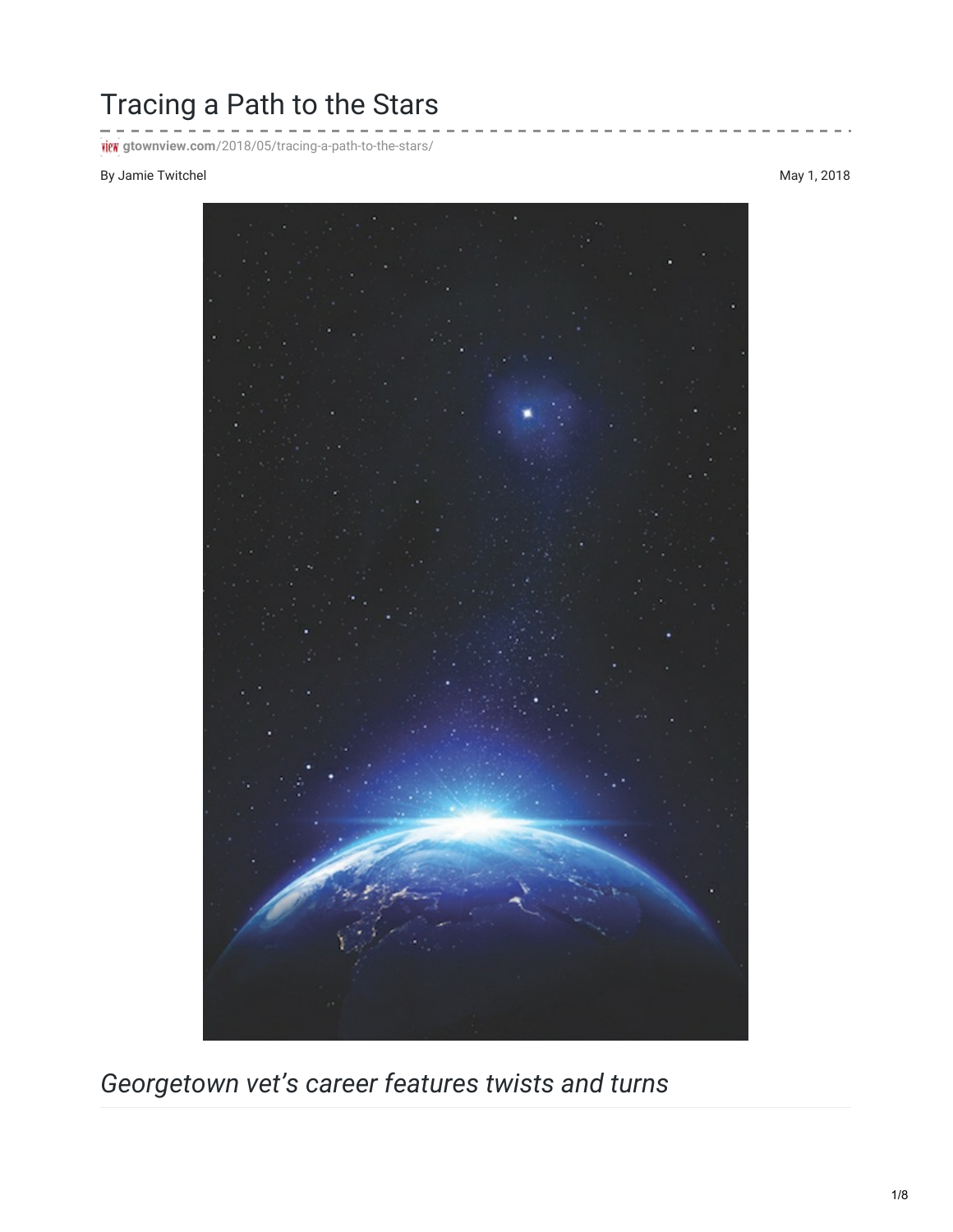# Tracing a Path to the Stars

gtownview.com/2018/05/tracing-a-path-to-the-stars/

By Jamie Twitchel

May 1, 2018

## *Georgetown vet's career features twists and turns*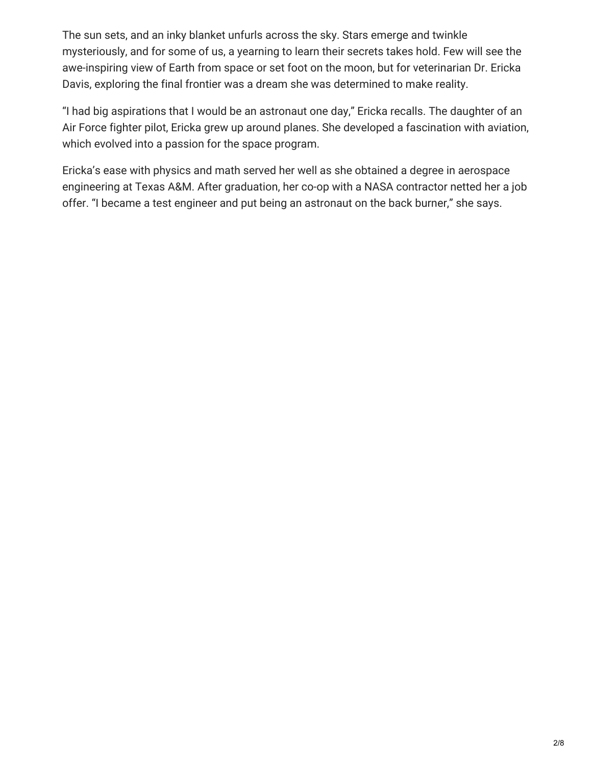The sun sets, and an inky blanket unfurls across the sky. Stars emerge and twinkle mysteriously, and for some of us, a yearning to learn their secrets takes hold. Few will see the awe-inspiring view of Earth from space or set foot on the moon, but for veterinarian Dr. Ericka Davis, exploring the final frontier was a dream she was determined to make reality.

“I had big aspirations that I would be an astronaut one day,” Ericka recalls. The daughter of an Air Force fighter pilot, Ericka grew up around planes. She developed a fascination with aviation, which evolved into a passion for the space program.

Ericka’s ease with physics and math served her well as she obtained a degree in aerospace engineering at Texas A&M. After graduation, her co-op with a NASA contractor netted her a job offer. “I became a test engineer and put being an astronaut on the back burner,” she says.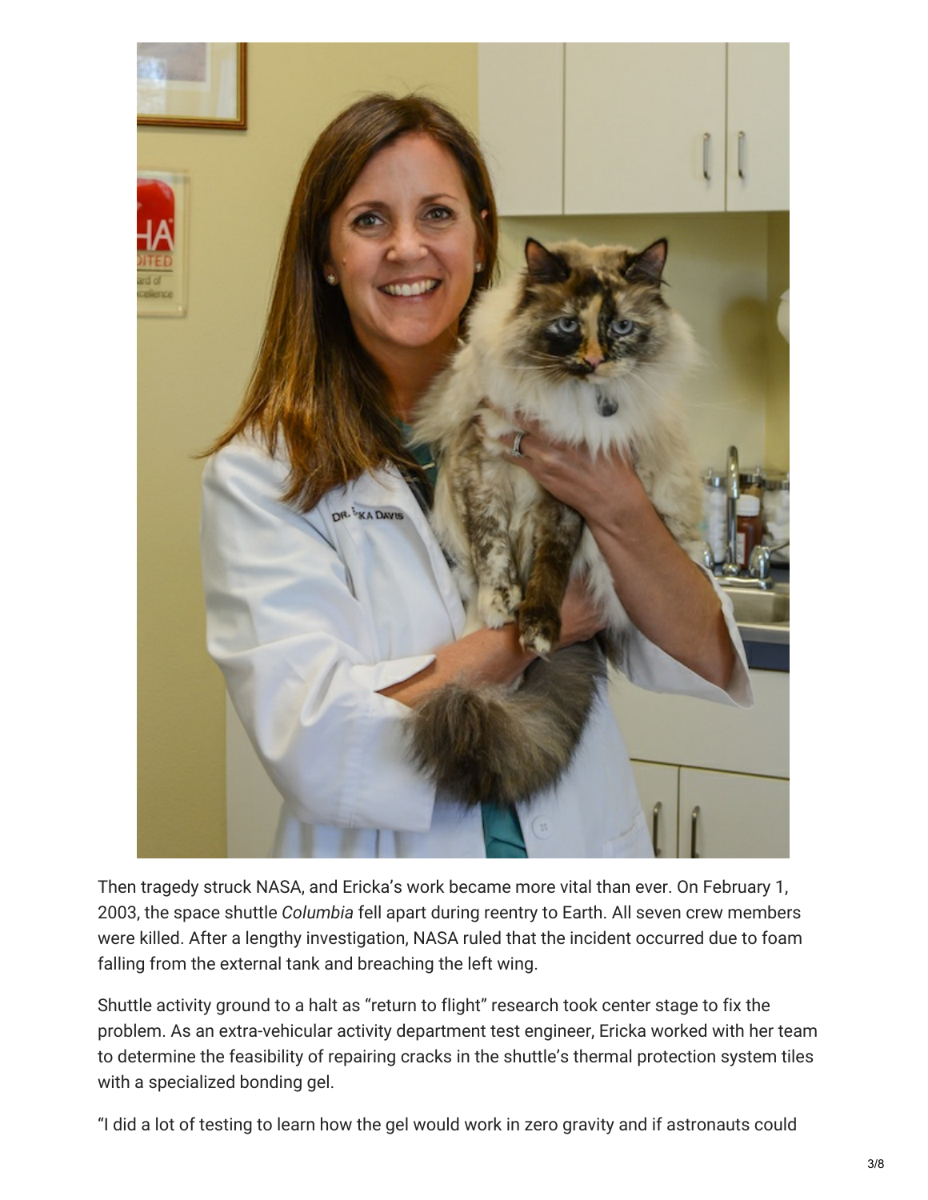Then tragedy struck NASA, and Ericka's work became more vital than ever. On February 1, 2003, the space shuttle *Columbia* fell apart during reentry to Earth. All seven crew members were killed. After a lengthy investigation, NASA ruled that the incident occurred due to foam falling from the external tank and breaching the left wing.

Shuttle activity ground to a halt as "return to flight" research took center stage to fix the problem. As an extra-vehicular activity department test engineer, Ericka worked with her team to determine the feasibility of repairing cracks in the shuttle's thermal protection system tiles with a specialized bonding gel.

"I did a lot of testing to learn how the gel would work in zero gravity and if astronauts could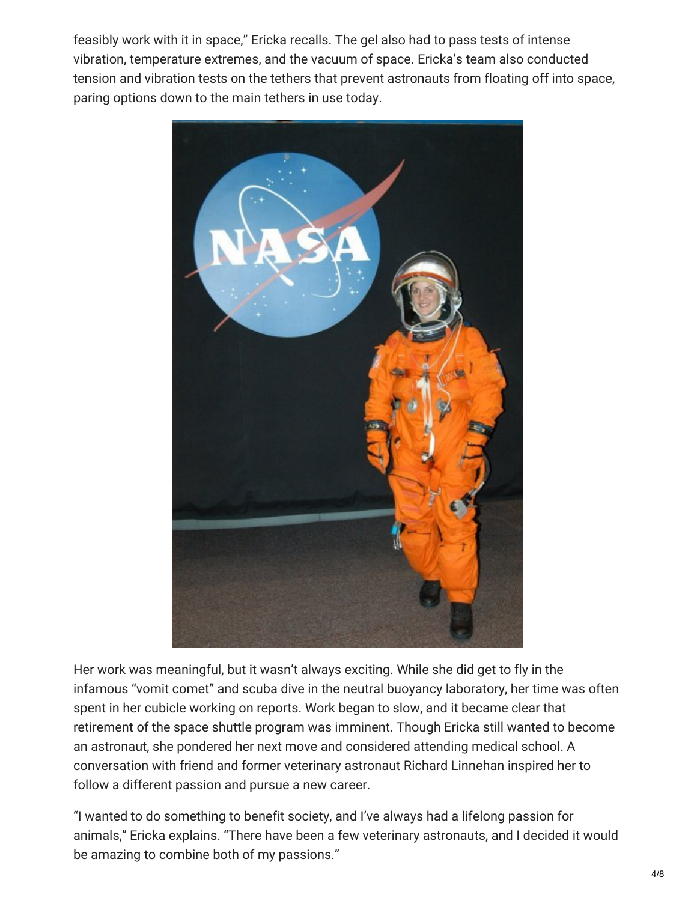feasibly work with it in space," Ericka recalls. The gel also had to pass tests of intense vibration, temperature extremes, and the vacuum of space. Ericka's team also conducted tension and vibration tests on the tethers that prevent astronauts from floating off into space, paring options down to the main tethers in use today.

Her work was meaningful, but it wasn't always exciting. While she did get to fly in the infamous "vomit comet" and scuba dive in the neutral buoyancy laboratory, her time was often spent in her cubicle working on reports. Work began to slow, and it became clear that retirement of the space shuttle program was imminent. Though Ericka still wanted to become an astronaut, she pondered her next move and considered attending medical school. A conversation with friend and former veterinary astronaut Richard Linnehan inspired her to follow a different passion and pursue a new career.

"I wanted to do something to benefit society, and I've always had a lifelong passion for animals," Ericka explains. "There have been a few veterinary astronauts, and I decided it would be amazing to combine both of my passions."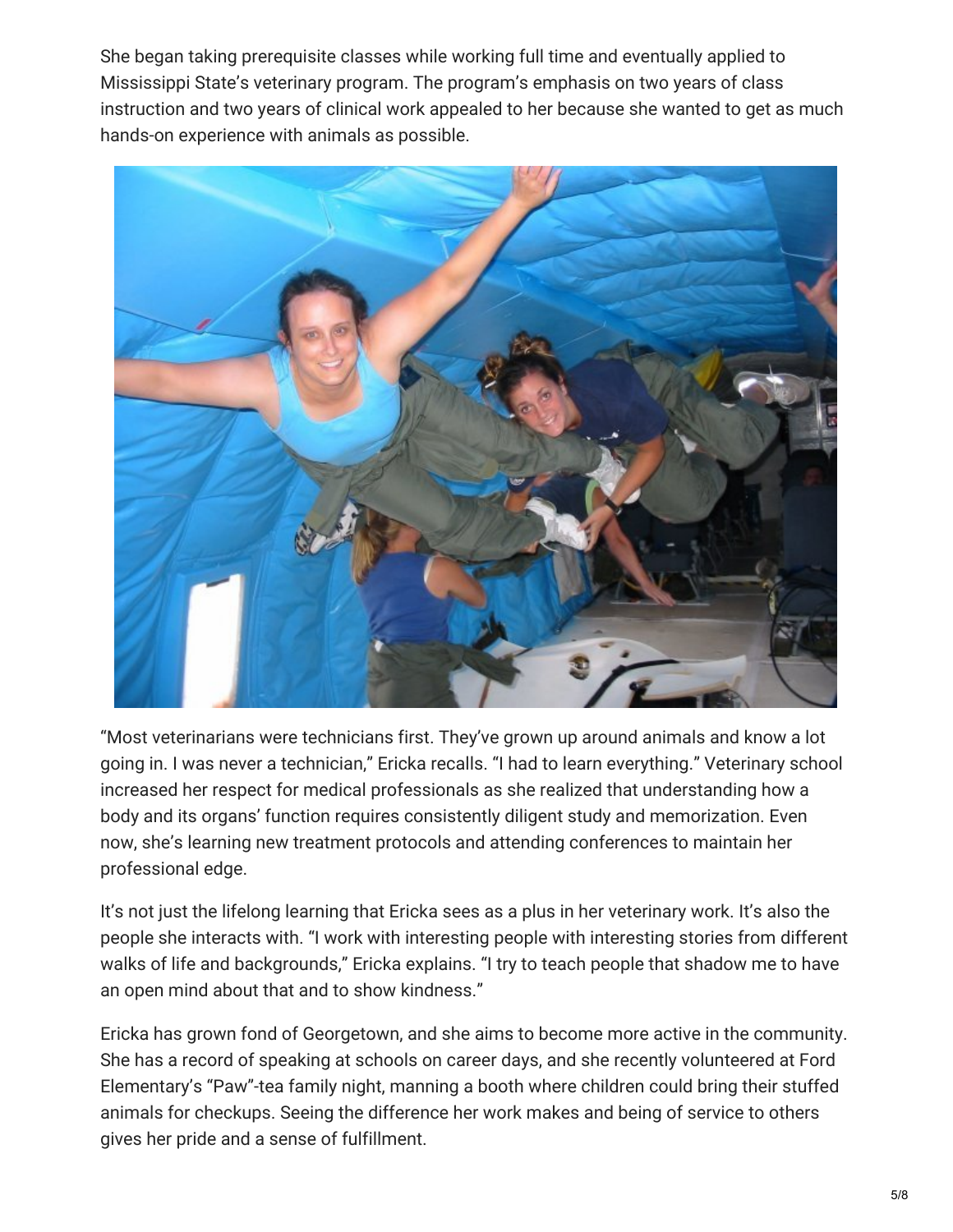She began taking prerequisite classes while working full time and eventually applied to Mississippi State's veterinary program. The program's emphasis on two years of class instruction and two years of clinical work appealed to her because she wanted to get as much hands-on experience with animals as possible.

"Most veterinarians were technicians first. They've grown up around animals and know a lot going in. I was never a technician," Ericka recalls. "I had to learn everything." Veterinary school increased her respect for medical professionals as she realized that understanding how a body and its organs' function requires consistently diligent study and memorization. Even now, she's learning new treatment protocols and attending conferences to maintain her professional edge.

It's not just the lifelong learning that Ericka sees as a plus in her veterinary work. It's also the people she interacts with. "I work with interesting people with interesting stories from different walks of life and backgrounds," Ericka explains. "I try to teach people that shadow me to have an open mind about that and to show kindness."

Ericka has grown fond of Georgetown, and she aims to become more active in the community. She has a record of speaking at schools on career days, and she recently volunteered at Ford Elementary's "Paw"-tea family night, manning a booth where children could bring their stuffed animals for checkups. Seeing the difference her work makes and being of service to others gives her pride and a sense of fulfillment.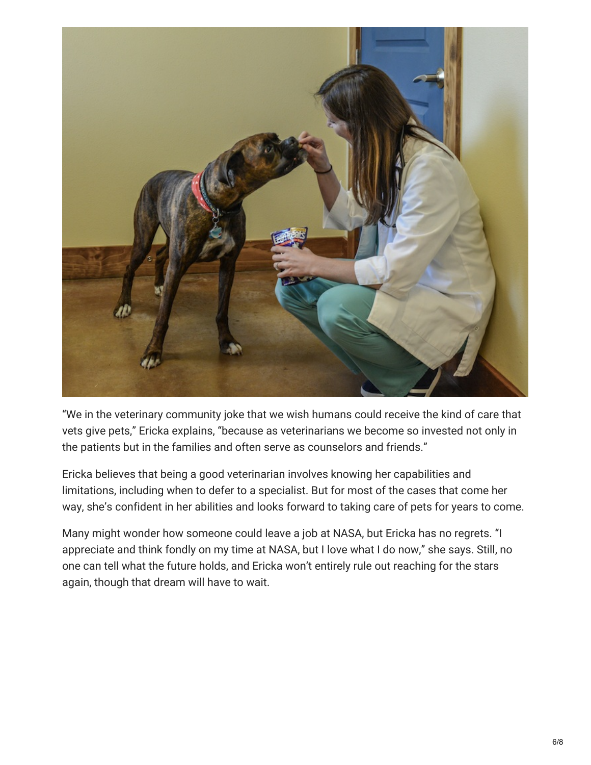"We in the veterinary community joke that we wish humans could receive the kind of care that vets give pets," Ericka explains, "because as veterinarians we become so invested not only in the patients but in the families and often serve as counselors and friends."

Ericka believes that being a good veterinarian involves knowing her capabilities and limitations, including when to defer to a specialist. But for most of the cases that come her way, she's confident in her abilities and looks forward to taking care of pets for years to come.

Many might wonder how someone could leave a job at NASA, but Ericka has no regrets. "I appreciate and think fondly on my time at NASA, but I love what I do now," she says. Still, no one can tell what the future holds, and Ericka won't entirely rule out reaching for the stars again, though that dream will have to wait.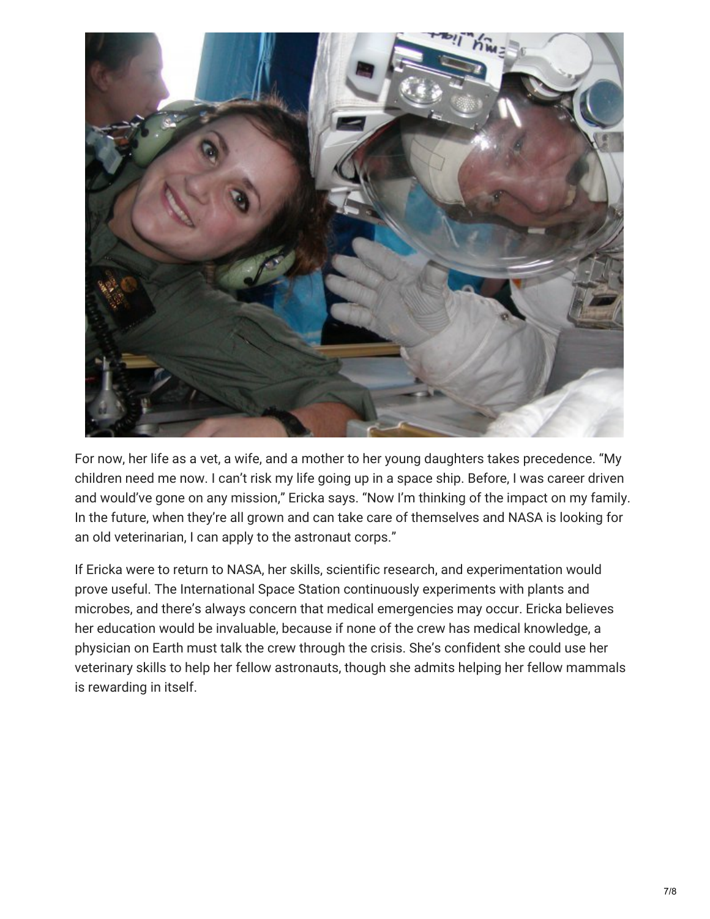For now, her life as a vet, a wife, and a mother to her young daughters takes precedence. “My children need me now. I can’t risk my life going up in a space ship. Before, I was career driven and would’ve gone on any mission,” Ericka says. “Now I’m thinking of the impact on my family. In the future, when they’re all grown and can take care of themselves and NASA is looking for an old veterinarian, I can apply to the astronaut corps.”

If Ericka were to return to NASA, her skills, scientific research, and experimentation would prove useful. The International Space Station continuously experiments with plants and microbes, and there’s always concern that medical emergencies may occur. Ericka believes her education would be invaluable, because if none of the crew has medical knowledge, a physician on Earth must talk the crew through the crisis. She’s confident she could use her veterinary skills to help her fellow astronauts, though she admits helping her fellow mammals is rewarding in itself.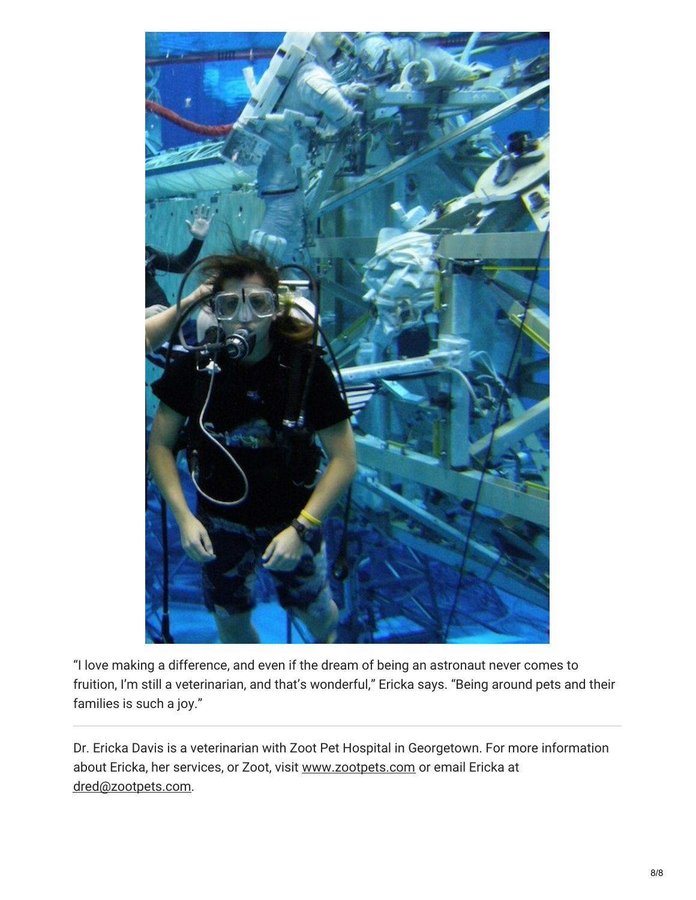"I love making a difference, and even if the dream of being an astronaut never comes to fruition, I'm still a veterinarian, and that's wonderful," Ericka says. "Being around pets and their families is such a joy."

---

Dr. Ericka Davis is a veterinarian with Zoot Pet Hospital in Georgetown. For more information about Ericka, her services, or Zoot, visit www.zootpets.com or email Ericka at dred@zootpets.com.